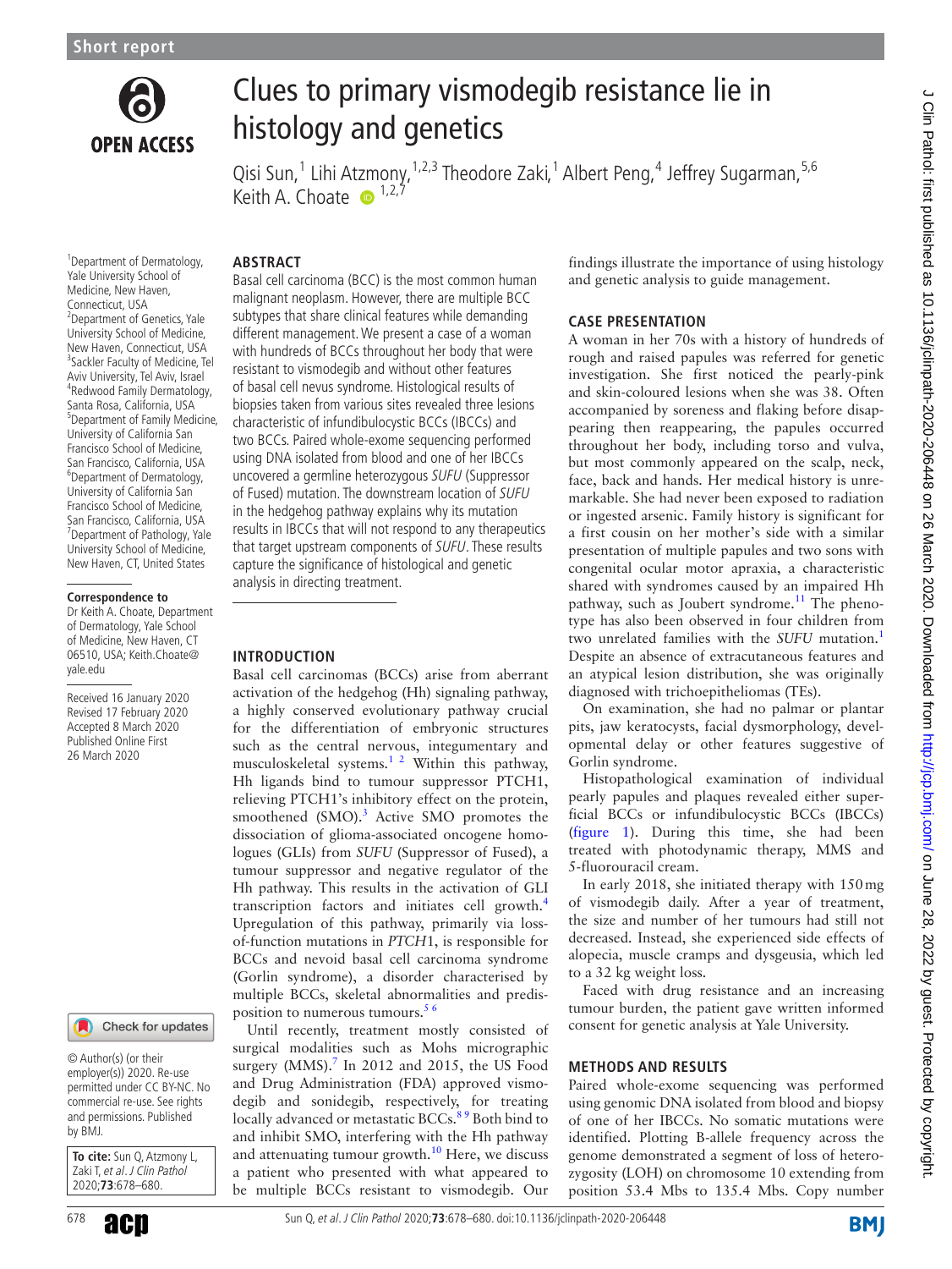Short report

# Clues to primary vismodegib resistance lie in histology and genetics

Qisi Sun,[1] Lihi Atzmony,[1,2,3] Theodore Zaki,[1] Albert Peng,[4] Jeffrey Sugarman,[5,6] Keith A. Choate[1,2,7]

[1]Department of Dermatology, Yale University School of Medicine, New Haven, Connecticut, USA
[2]Department of Genetics, Yale University School of Medicine, New Haven, Connecticut, USA
[3]Sackler Faculty of Medicine, Tel Aviv University, Tel Aviv, Israel
[4]Redwood Family Dermatology, Santa Rosa, California, USA
[5]Department of Family Medicine, University of California San Francisco School of Medicine, San Francisco, California, USA
[6]Department of Dermatology, University of California San Francisco School of Medicine, San Francisco, California, USA
[7]Department of Pathology, Yale University School of Medicine, New Haven, CT, United States

**Correspondence to**
Dr Keith A. Choate, Department of Dermatology, Yale School of Medicine, New Haven, CT 06510, USA; Keith.Choate@yale.edu

Received 16 January 2020
Revised 17 February 2020
Accepted 8 March 2020
Published Online First 26 March 2020

© Author(s) (or their employer(s)) 2020. Re-use permitted under CC BY-NC. No commercial re-use. See rights and permissions. Published by BMJ.

**To cite:** Sun Q, Atzmony L, Zaki T, *et al*. *J Clin Pathol* 2020;**73**:678–680.

## ABSTRACT

Basal cell carcinoma (BCC) is the most common human malignant neoplasm. However, there are multiple BCC subtypes that share clinical features while demanding different management. We present a case of a woman with hundreds of BCCs throughout her body that were resistant to vismodegib and without other features of basal cell nevus syndrome. Histological results of biopsies taken from various sites revealed three lesions characteristic of infundibulocystic BCCs (IBCCs) and two BCCs. Paired whole-exome sequencing performed using DNA isolated from blood and one of her IBCCs uncovered a germline heterozygous *SUFU* (Suppressor of Fused) mutation. The downstream location of *SUFU* in the hedgehog pathway explains why its mutation results in IBCCs that will not respond to any therapeutics that target upstream components of *SUFU*. These results capture the significance of histological and genetic analysis in directing treatment.

## INTRODUCTION

Basal cell carcinomas (BCCs) arise from aberrant activation of the hedgehog (Hh) signaling pathway, a highly conserved evolutionary pathway crucial for the differentiation of embryonic structures such as the central nervous, integumentary and musculoskeletal systems.[1,2] Within this pathway, Hh ligands bind to tumour suppressor PTCH1, relieving PTCH1's inhibitory effect on the protein, smoothened (SMO).[3] Active SMO promotes the dissociation of glioma-associated oncogene homologues (GLIs) from *SUFU* (Suppressor of Fused), a tumour suppressor and negative regulator of the Hh pathway. This results in the activation of GLI transcription factors and initiates cell growth.[4] Upregulation of this pathway, primarily via loss-of-function mutations in *PTCH1*, is responsible for BCCs and nevoid basal cell carcinoma syndrome (Gorlin syndrome), a disorder characterised by multiple BCCs, skeletal abnormalities and predisposition to numerous tumours.[5,6]

Until recently, treatment mostly consisted of surgical modalities such as Mohs micrographic surgery (MMS).[7] In 2012 and 2015, the US Food and Drug Administration (FDA) approved vismodegib and sonidegib, respectively, for treating locally advanced or metastatic BCCs.[8,9] Both bind to and inhibit SMO, interfering with the Hh pathway and attenuating tumour growth.[10] Here, we discuss a patient who presented with what appeared to be multiple BCCs resistant to vismodegib. Our findings illustrate the importance of using histology and genetic analysis to guide management.

## CASE PRESENTATION

A woman in her 70s with a history of hundreds of rough and raised papules was referred for genetic investigation. She first noticed the pearly-pink and skin-coloured lesions when she was 38. Often accompanied by soreness and flaking before disappearing then reappearing, the papules occurred throughout her body, including torso and vulva, but most commonly appeared on the scalp, neck, face, back and hands. Her medical history is unremarkable. She had never been exposed to radiation or ingested arsenic. Family history is significant for a first cousin on her mother's side with a similar presentation of multiple papules and two sons with congenital ocular motor apraxia, a characteristic shared with syndromes caused by an impaired Hh pathway, such as Joubert syndrome.[11] The phenotype has also been observed in four children from two unrelated families with the *SUFU* mutation.[1] Despite an absence of extracutaneous features and an atypical lesion distribution, she was originally diagnosed with trichoepitheliomas (TEs).

On examination, she had no palmar or plantar pits, jaw keratocysts, facial dysmorphology, developmental delay or other features suggestive of Gorlin syndrome.

Histopathological examination of individual pearly papules and plaques revealed either superficial BCCs or infundibulocystic BCCs (IBCCs) (figure 1). During this time, she had been treated with photodynamic therapy, MMS and 5-fluorouracil cream.

In early 2018, she initiated therapy with 150 mg of vismodegib daily. After a year of treatment, the size and number of her tumours had still not decreased. Instead, she experienced side effects of alopecia, muscle cramps and dysgeusia, which led to a 32 kg weight loss.

Faced with drug resistance and an increasing tumour burden, the patient gave written informed consent for genetic analysis at Yale University.

## METHODS AND RESULTS

Paired whole-exome sequencing was performed using genomic DNA isolated from blood and biopsy of one of her IBCCs. No somatic mutations were identified. Plotting B-allele frequency across the genome demonstrated a segment of loss of heterozygosity (LOH) on chromosome 10 extending from position 53.4 Mbs to 135.4 Mbs. Copy number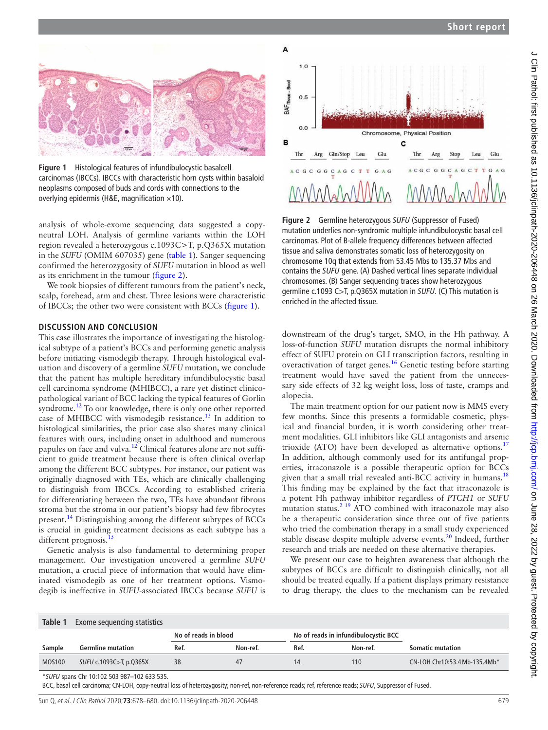Figure 1 Histological features of infundibulocystic basalcell carcinomas (IBCCs). IBCCs with characteristic horn cysts within basaloid neoplasms composed of buds and cords with connections to the overlying epidermis (H&E, magnification ×10).

analysis of whole-exome sequencing data suggested a copy-neutral LOH. Analysis of germline variants within the LOH region revealed a heterozygous c.1093C>T, p.Q365X mutation in the *SUFU* (OMIM 607035) gene (table 1). Sanger sequencing confirmed the heterozygosity of *SUFU* mutation in blood as well as its enrichment in the tumour (figure 2).

We took biopsies of different tumours from the patient's neck, scalp, forehead, arm and chest. Three lesions were characteristic of IBCCs; the other two were consistent with BCCs (figure 1).

## DISCUSSION AND CONCLUSION

This case illustrates the importance of investigating the histological subtype of a patient's BCCs and performing genetic analysis before initiating vismodegib therapy. Through histological evaluation and discovery of a germline *SUFU* mutation, we conclude that the patient has multiple hereditary infundibulocystic basal cell carcinoma syndrome (MHIBCC), a rare yet distinct clinicopathological variant of BCC lacking the typical features of Gorlin syndrome.[12] To our knowledge, there is only one other reported case of MHIBCC with vismodegib resistance.[13] In addition to histological similarities, the prior case also shares many clinical features with ours, including onset in adulthood and numerous papules on face and vulva.[12] Clinical features alone are not sufficient to guide treatment because there is often clinical overlap among the different BCC subtypes. For instance, our patient was originally diagnosed with TEs, which are clinically challenging to distinguish from IBCCs. According to established criteria for differentiating between the two, TEs have abundant fibrous stroma but the stroma in our patient's biopsy had few fibrocytes present.[14] Distinguishing among the different subtypes of BCCs is crucial in guiding treatment decisions as each subtype has a different prognosis.[15]

Genetic analysis is also fundamental to determining proper management. Our investigation uncovered a germline *SUFU* mutation, a crucial piece of information that would have eliminated vismodegib as one of her treatment options. Vismodegib is ineffective in *SUFU*-associated IBCCs because *SUFU* is downstream of the drug's target, SMO, in the Hh pathway. A loss-of-function *SUFU* mutation disrupts the normal inhibitory effect of SUFU protein on GLI transcription factors, resulting in overactivation of target genes.[16] Genetic testing before starting treatment would have saved the patient from the unnecessary side effects of 32 kg weight loss, loss of taste, cramps and alopecia.

The main treatment option for our patient now is MMS every few months. Since this presents a formidable cosmetic, physical and financial burden, it is worth considering other treatment modalities. GLI inhibitors like GLI antagonists and arsenic trioxide (ATO) have been developed as alternative options.[17] In addition, although commonly used for its antifungal properties, itraconazole is a possible therapeutic option for BCCs given that a small trial revealed anti-BCC activity in humans.[18] This finding may be explained by the fact that itraconazole is a potent Hh pathway inhibitor regardless of *PTCH1* or *SUFU* mutation status.[2,19] ATO combined with itraconazole may also be a therapeutic consideration since three out of five patients who tried the combination therapy in a small study experienced stable disease despite multiple adverse events.[20] Indeed, further research and trials are needed on these alternative therapies.

We present our case to heighten awareness that although the subtypes of BCCs are difficult to distinguish clinically, not all should be treated equally. If a patient displays primary resistance to drug therapy, the clues to the mechanism can be revealed

Figure 2 Germline heterozygous *SUFU* (Suppressor of Fused) mutation underlies non-syndromic multiple infundibulocystic basal cell carcinomas. Plot of B-allele frequency differences between affected tissue and saliva demonstrates somatic loss of heterozygosity on chromosome 10q that extends from 53.45 Mbs to 135.37 Mbs and contains the *SUFU* gene. (A) Dashed vertical lines separate individual chromosomes. (B) Sanger sequencing traces show heterozygous germline c.1093 C>T, p.Q365X mutation in *SUFU*. (C) This mutation is enriched in the affected tissue.

**Table 1** Exome sequencing statistics

| Sample | Germline mutation | No of reads in blood | | No of reads in infundibulocystic BCC | | Somatic mutation |
|---|---|---|---|---|---|---|
| | | Ref. | Non-ref. | Ref. | Non-ref. | |
| MOS100 | *SUFU* c.1093C>T, p.Q365X | 38 | 47 | 14 | 110 | CN-LOH Chr10:53.4 Mb-135.4Mb* |

*SUFU spans Chr 10:102 503 987–102 633 535.

BCC, basal cell carcinoma; CN-LOH, copy-neutral loss of heterozygosity; non-ref, non-reference reads; ref, reference reads; *SUFU*, Suppressor of Fused.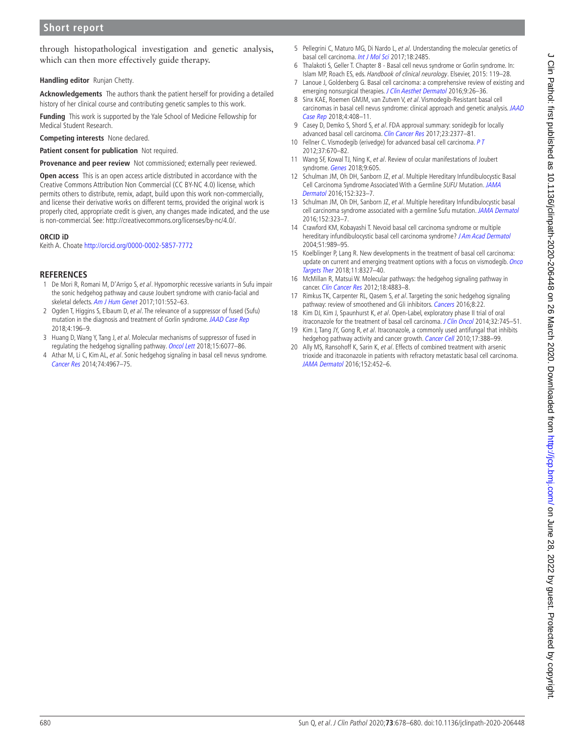through histopathological investigation and genetic analysis, which can then more effectively guide therapy.

**Handling editor** Runjan Chetty.

**Acknowledgements** The authors thank the patient herself for providing a detailed history of her clinical course and contributing genetic samples to this work.

**Funding** This work is supported by the Yale School of Medicine Fellowship for Medical Student Research.

**Competing interests** None declared.

**Patient consent for publication** Not required.

**Provenance and peer review** Not commissioned; externally peer reviewed.

**Open access** This is an open access article distributed in accordance with the Creative Commons Attribution Non Commercial (CC BY-NC 4.0) license, which permits others to distribute, remix, adapt, build upon this work non-commercially, and license their derivative works on different terms, provided the original work is properly cited, appropriate credit is given, any changes made indicated, and the use is non-commercial. See: http://creativecommons.org/licenses/by-nc/4.0/.

**ORCID iD**

Keith A. Choate http://orcid.org/0000-0002-5857-7772

## REFERENCES

1. De Mori R, Romani M, D'Arrigo S, *et al*. Hypomorphic recessive variants in Sufu impair the sonic hedgehog pathway and cause Joubert syndrome with cranio-facial and skeletal defects. *Am J Hum Genet* 2017;101:552–63.
2. Ogden T, Higgins S, Elbaum D, *et al*. The relevance of a suppressor of fused (Sufu) mutation in the diagnosis and treatment of Gorlin syndrome. *JAAD Case Rep* 2018;4:196–9.
3. Huang D, Wang Y, Tang J, *et al*. Molecular mechanisms of suppressor of fused in regulating the hedgehog signalling pathway. *Oncol Lett* 2018;15:6077–86.
4. Athar M, Li C, Kim AL, *et al*. Sonic hedgehog signaling in basal cell nevus syndrome. *Cancer Res* 2014;74:4967–75.
5. Pellegrini C, Maturo MG, Di Nardo L, *et al*. Understanding the molecular genetics of basal cell carcinoma. *Int J Mol Sci* 2017;18:2485.
6. Thalakoti S, Geller T. Chapter 8 - Basal cell nevus syndrome or Gorlin syndrome. In: Islam MP, Roach ES, eds. *Handbook of clinical neurology*. Elsevier, 2015: 119–28.
7. Lanoue J, Goldenberg G. Basal cell carcinoma: a comprehensive review of existing and emerging nonsurgical therapies. *J Clin Aesthet Dermatol* 2016;9:26–36.
8. Sinx KAE, Roemen GMJM, van Zutven V, *et al*. Vismodegib-Resistant basal cell carcinomas in basal cell nevus syndrome: clinical approach and genetic analysis. *JAAD Case Rep* 2018;4:408–11.
9. Casey D, Demko S, Shord S, *et al*. FDA approval summary: sonidegib for locally advanced basal cell carcinoma. *Clin Cancer Res* 2017;23:2377–81.
10. Fellner C. Vismodegib (erivedge) for advanced basal cell carcinoma. *P T* 2012;37:670–82.
11. Wang SF, Kowal TJ, Ning K, *et al*. Review of ocular manifestations of Joubert syndrome. *Genes* 2018;9:605.
12. Schulman JM, Oh DH, Sanborn JZ, *et al*. Multiple Hereditary Infundibulocystic Basal Cell Carcinoma Syndrome Associated With a Germline *SUFU* Mutation. *JAMA Dermatol* 2016;152:323–7.
13. Schulman JM, Oh DH, Sanborn JZ, *et al*. Multiple hereditary Infundibulocystic basal cell carcinoma syndrome associated with a germline Sufu mutation. *JAMA Dermatol* 2016;152:323–7.
14. Crawford KM, Kobayashi T. Nevoid basal cell carcinoma syndrome or multiple hereditary infundibulocystic basal cell carcinoma syndrome? *J Am Acad Dermatol* 2004;51:989–95.
15. Koelblinger P, Lang R. New developments in the treatment of basal cell carcinoma: update on current and emerging treatment options with a focus on vismodegib. *Onco Targets Ther* 2018;11:8327–40.
16. McMillan R, Matsui W. Molecular pathways: the hedgehog signaling pathway in cancer. *Clin Cancer Res* 2012;18:4883–8.
17. Rimkus TK, Carpenter RL, Qasem S, *et al*. Targeting the sonic hedgehog signaling pathway: review of smoothened and Gli inhibitors. *Cancers* 2016;8:22.
18. Kim DJ, Kim J, Spaunhurst K, *et al*. Open-Label, exploratory phase II trial of oral itraconazole for the treatment of basal cell carcinoma. *J Clin Oncol* 2014;32:745–51.
19. Kim J, Tang JY, Gong R, *et al*. Itraconazole, a commonly used antifungal that inhibits hedgehog pathway activity and cancer growth. *Cancer Cell* 2010;17:388–99.
20. Ally MS, Ransohoff K, Sarin K, *et al*. Effects of combined treatment with arsenic trioxide and itraconazole in patients with refractory metastatic basal cell carcinoma. *JAMA Dermatol* 2016;152:452–6.